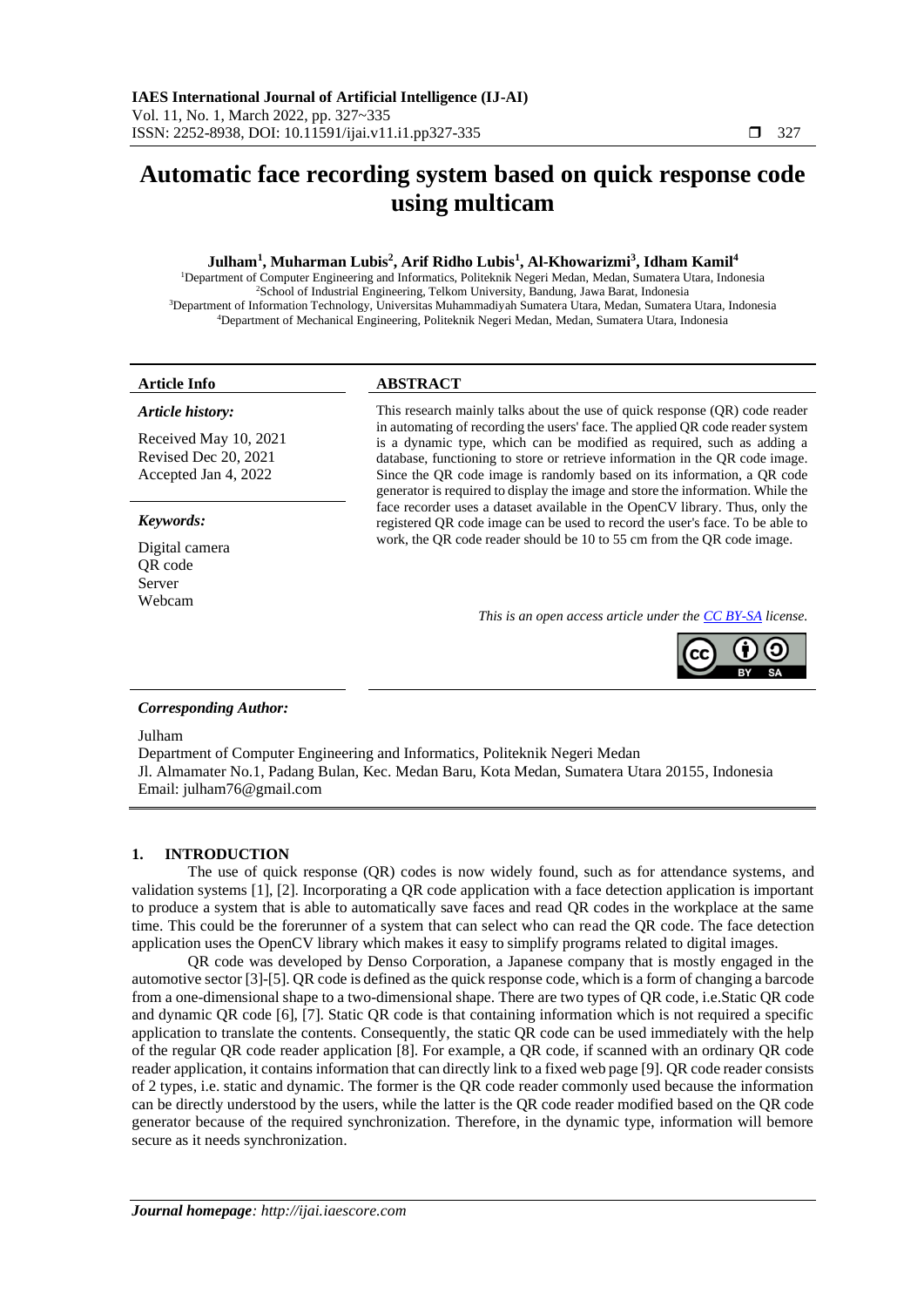# Automatic face recording system based on quick response code using multicam

**Julham[1], Muharman Lubis[2], Arif Ridho Lubis[1], Al-Khowarizmi[3], Idham Kamil[4]**

[1]Department of Computer Engineering and Informatics, Politeknik Negeri Medan, Medan, Sumatera Utara, Indonesia
[2]School of Industrial Engineering, Telkom University, Bandung, Jawa Barat, Indonesia
[3]Department of Information Technology, Universitas Muhammadiyah Sumatera Utara, Medan, Sumatera Utara, Indonesia
[4]Department of Mechanical Engineering, Politeknik Negeri Medan, Medan, Sumatera Utara, Indonesia

**Article Info**

***Article history:***

Received May 10, 2021
Revised Dec 20, 2021
Accepted Jan 4, 2022

***Keywords:***

Digital camera
QR code
Server
Webcam

**ABSTRACT**

This research mainly talks about the use of quick response (QR) code reader in automating of recording the users' face. The applied QR code reader system is a dynamic type, which can be modified as required, such as adding a database, functioning to store or retrieve information in the QR code image. Since the QR code image is randomly based on its information, a QR code generator is required to display the image and store the information. While the face recorder uses a dataset available in the OpenCV library. Thus, only the registered QR code image can be used to record the user's face. To be able to work, the QR code reader should be 10 to 55 cm from the QR code image.

*This is an open access article under the CC BY-SA license.*

***Corresponding Author:***

Julham
Department of Computer Engineering and Informatics, Politeknik Negeri Medan
Jl. Almamater No.1, Padang Bulan, Kec. Medan Baru, Kota Medan, Sumatera Utara 20155, Indonesia
Email: julham76@gmail.com

## 1. INTRODUCTION

The use of quick response (QR) codes is now widely found, such as for attendance systems, and validation systems [1], [2]. Incorporating a QR code application with a face detection application is important to produce a system that is able to automatically save faces and read QR codes in the workplace at the same time. This could be the forerunner of a system that can select who can read the QR code. The face detection application uses the OpenCV library which makes it easy to simplify programs related to digital images.

QR code was developed by Denso Corporation, a Japanese company that is mostly engaged in the automotive sector [3]-[5]. QR code is defined as the quick response code, which is a form of changing a barcode from a one-dimensional shape to a two-dimensional shape. There are two types of QR code, i.e.Static QR code and dynamic QR code [6], [7]. Static QR code is that containing information which is not required a specific application to translate the contents. Consequently, the static QR code can be used immediately with the help of the regular QR code reader application [8]. For example, a QR code, if scanned with an ordinary QR code reader application, it contains information that can directly link to a fixed web page [9]. QR code reader consists of 2 types, i.e. static and dynamic. The former is the QR code reader commonly used because the information can be directly understood by the users, while the latter is the QR code reader modified based on the QR code generator because of the required synchronization. Therefore, in the dynamic type, information will bemore secure as it needs synchronization.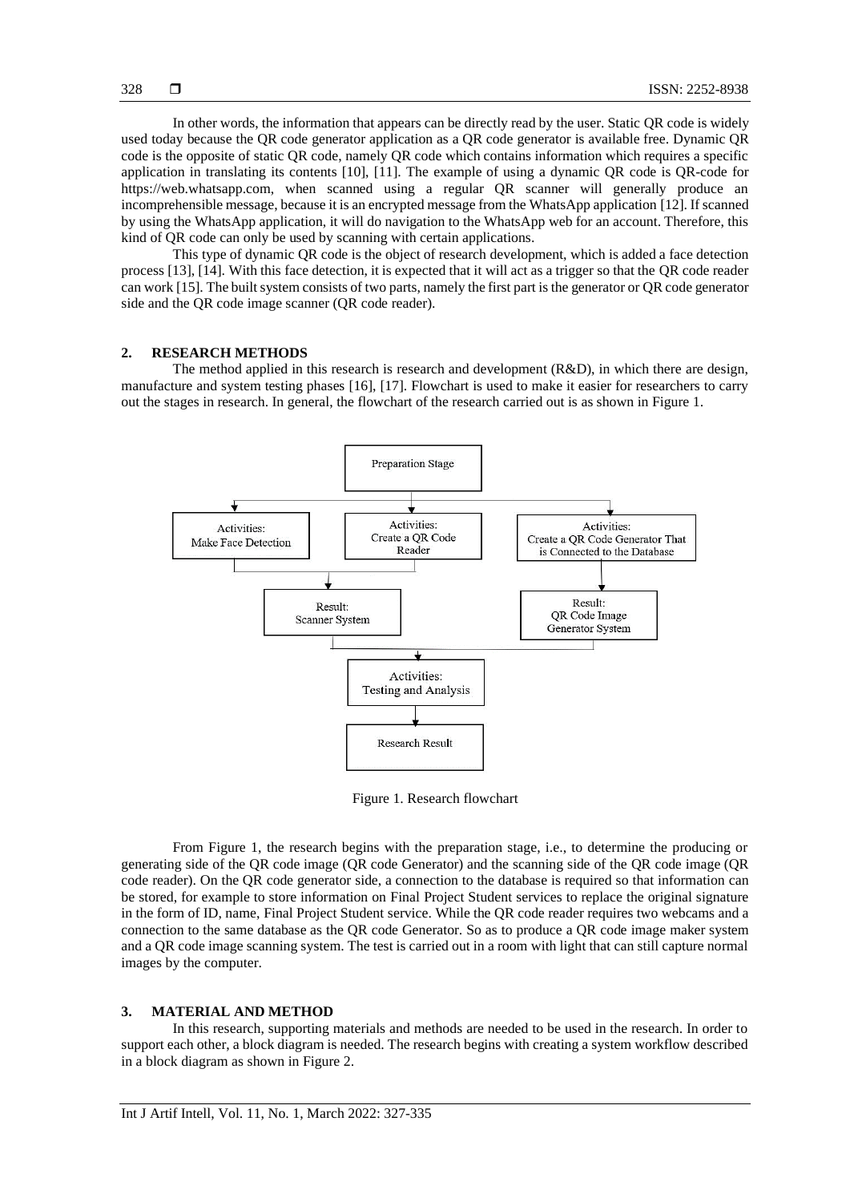In other words, the information that appears can be directly read by the user. Static QR code is widely used today because the QR code generator application as a QR code generator is available free. Dynamic QR code is the opposite of static QR code, namely QR code which contains information which requires a specific application in translating its contents [10], [11]. The example of using a dynamic QR code is QR-code for https://web.whatsapp.com, when scanned using a regular QR scanner will generally produce an incomprehensible message, because it is an encrypted message from the WhatsApp application [12]. If scanned by using the WhatsApp application, it will do navigation to the WhatsApp web for an account. Therefore, this kind of QR code can only be used by scanning with certain applications.

This type of dynamic QR code is the object of research development, which is added a face detection process [13], [14]. With this face detection, it is expected that it will act as a trigger so that the QR code reader can work [15]. The built system consists of two parts, namely the first part is the generator or QR code generator side and the QR code image scanner (QR code reader).

## 2. RESEARCH METHODS

The method applied in this research is research and development (R&D), in which there are design, manufacture and system testing phases [16], [17]. Flowchart is used to make it easier for researchers to carry out the stages in research. In general, the flowchart of the research carried out is as shown in Figure 1.

Preparation Stage

Activities: Make Face Detection | Activities: Create a QR Code Reader | Activities: Create a QR Code Generator That is Connected to the Database

Result: Scanner System | Result: QR Code Image Generator System

Activities: Testing and Analysis

Research Result

Figure 1. Research flowchart

From Figure 1, the research begins with the preparation stage, i.e., to determine the producing or generating side of the QR code image (QR code Generator) and the scanning side of the QR code image (QR code reader). On the QR code generator side, a connection to the database is required so that information can be stored, for example to store information on Final Project Student services to replace the original signature in the form of ID, name, Final Project Student service. While the QR code reader requires two webcams and a connection to the same database as the QR code Generator. So as to produce a QR code image maker system and a QR code image scanning system. The test is carried out in a room with light that can still capture normal images by the computer.

## 3. MATERIAL AND METHOD

In this research, supporting materials and methods are needed to be used in the research. In order to support each other, a block diagram is needed. The research begins with creating a system workflow described in a block diagram as shown in Figure 2.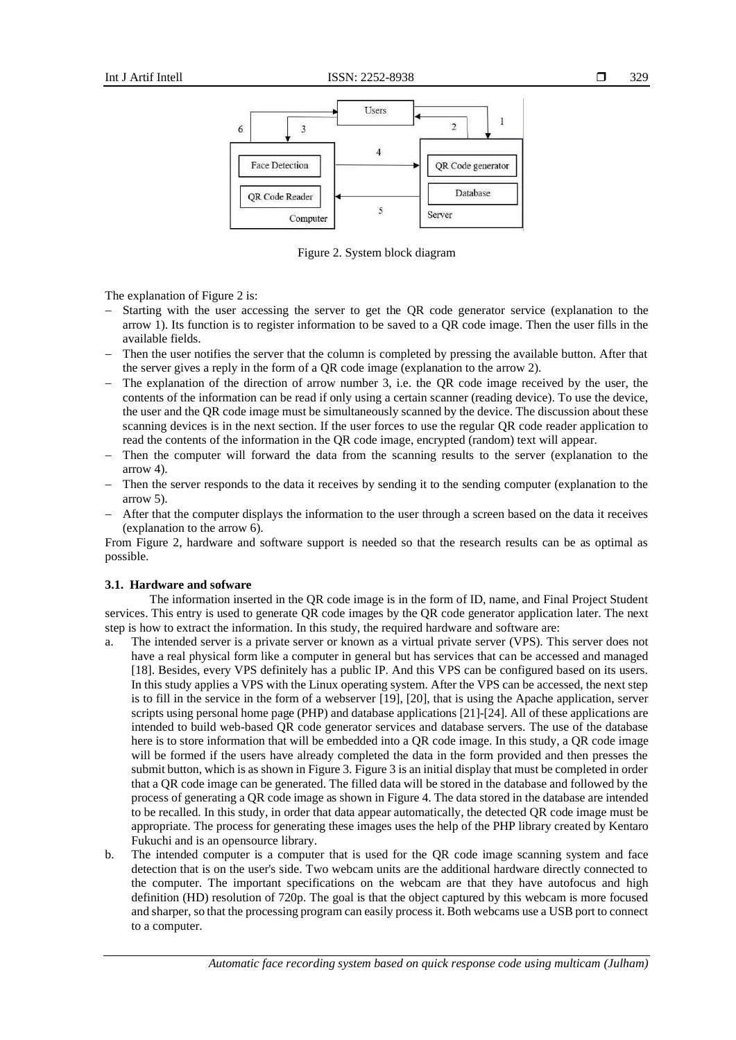Figure 2. System block diagram

The explanation of Figure 2 is:

- Starting with the user accessing the server to get the QR code generator service (explanation to the arrow 1). Its function is to register information to be saved to a QR code image. Then the user fills in the available fields.
- Then the user notifies the server that the column is completed by pressing the available button. After that the server gives a reply in the form of a QR code image (explanation to the arrow 2).
- The explanation of the direction of arrow number 3, i.e. the QR code image received by the user, the contents of the information can be read if only using a certain scanner (reading device). To use the device, the user and the QR code image must be simultaneously scanned by the device. The discussion about these scanning devices is in the next section. If the user forces to use the regular QR code reader application to read the contents of the information in the QR code image, encrypted (random) text will appear.
- Then the computer will forward the data from the scanning results to the server (explanation to the arrow 4).
- Then the server responds to the data it receives by sending it to the sending computer (explanation to the arrow 5).
- After that the computer displays the information to the user through a screen based on the data it receives (explanation to the arrow 6).

From Figure 2, hardware and software support is needed so that the research results can be as optimal as possible.

### 3.1. Hardware and sofware

The information inserted in the QR code image is in the form of ID, name, and Final Project Student services. This entry is used to generate QR code images by the QR code generator application later. The next step is how to extract the information. In this study, the required hardware and software are:

a. The intended server is a private server or known as a virtual private server (VPS). This server does not have a real physical form like a computer in general but has services that can be accessed and managed [18]. Besides, every VPS definitely has a public IP. And this VPS can be configured based on its users. In this study applies a VPS with the Linux operating system. After the VPS can be accessed, the next step is to fill in the service in the form of a webserver [19], [20], that is using the Apache application, server scripts using personal home page (PHP) and database applications [21]-[24]. All of these applications are intended to build web-based QR code generator services and database servers. The use of the database here is to store information that will be embedded into a QR code image. In this study, a QR code image will be formed if the users have already completed the data in the form provided and then presses the submit button, which is as shown in Figure 3. Figure 3 is an initial display that must be completed in order that a QR code image can be generated. The filled data will be stored in the database and followed by the process of generating a QR code image as shown in Figure 4. The data stored in the database are intended to be recalled. In this study, in order that data appear automatically, the detected QR code image must be appropriate. The process for generating these images uses the help of the PHP library created by Kentaro Fukuchi and is an opensource library.

b. The intended computer is a computer that is used for the QR code image scanning system and face detection that is on the user's side. Two webcam units are the additional hardware directly connected to the computer. The important specifications on the webcam are that they have autofocus and high definition (HD) resolution of 720p. The goal is that the object captured by this webcam is more focused and sharper, so that the processing program can easily process it. Both webcams use a USB port to connect to a computer.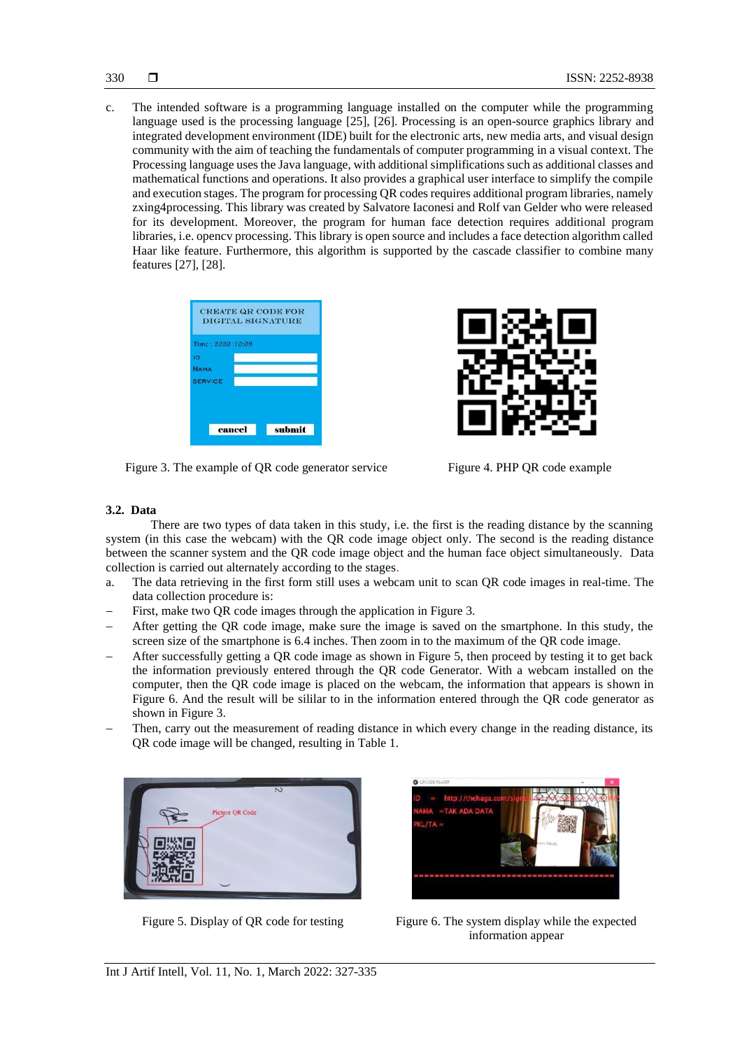c. The intended software is a programming language installed on the computer while the programming language used is the processing language [25], [26]. Processing is an open-source graphics library and integrated development environment (IDE) built for the electronic arts, new media arts, and visual design community with the aim of teaching the fundamentals of computer programming in a visual context. The Processing language uses the Java language, with additional simplifications such as additional classes and mathematical functions and operations. It also provides a graphical user interface to simplify the compile and execution stages. The program for processing QR codes requires additional program libraries, namely zxing4processing. This library was created by Salvatore Iaconesi and Rolf van Gelder who were released for its development. Moreover, the program for human face detection requires additional program libraries, i.e. opencv processing. This library is open source and includes a face detection algorithm called Haar like feature. Furthermore, this algorithm is supported by the cascade classifier to combine many features [27], [28].

Figure 3. The example of QR code generator service

Figure 4. PHP QR code example

### 3.2. Data

There are two types of data taken in this study, i.e. the first is the reading distance by the scanning system (in this case the webcam) with the QR code image object only. The second is the reading distance between the scanner system and the QR code image object and the human face object simultaneously. Data collection is carried out alternately according to the stages.

a. The data retrieving in the first form still uses a webcam unit to scan QR code images in real-time. The data collection procedure is:

- First, make two QR code images through the application in Figure 3.
- After getting the QR code image, make sure the image is saved on the smartphone. In this study, the screen size of the smartphone is 6.4 inches. Then zoom in to the maximum of the QR code image.
- After successfully getting a QR code image as shown in Figure 5, then proceed by testing it to get back the information previously entered through the QR code Generator. With a webcam installed on the computer, then the QR code image is placed on the webcam, the information that appears is shown in Figure 6. And the result will be sililar to in the information entered through the QR code generator as shown in Figure 3.
- Then, carry out the measurement of reading distance in which every change in the reading distance, its QR code image will be changed, resulting in Table 1.

Figure 5. Display of QR code for testing

Figure 6. The system display while the expected information appear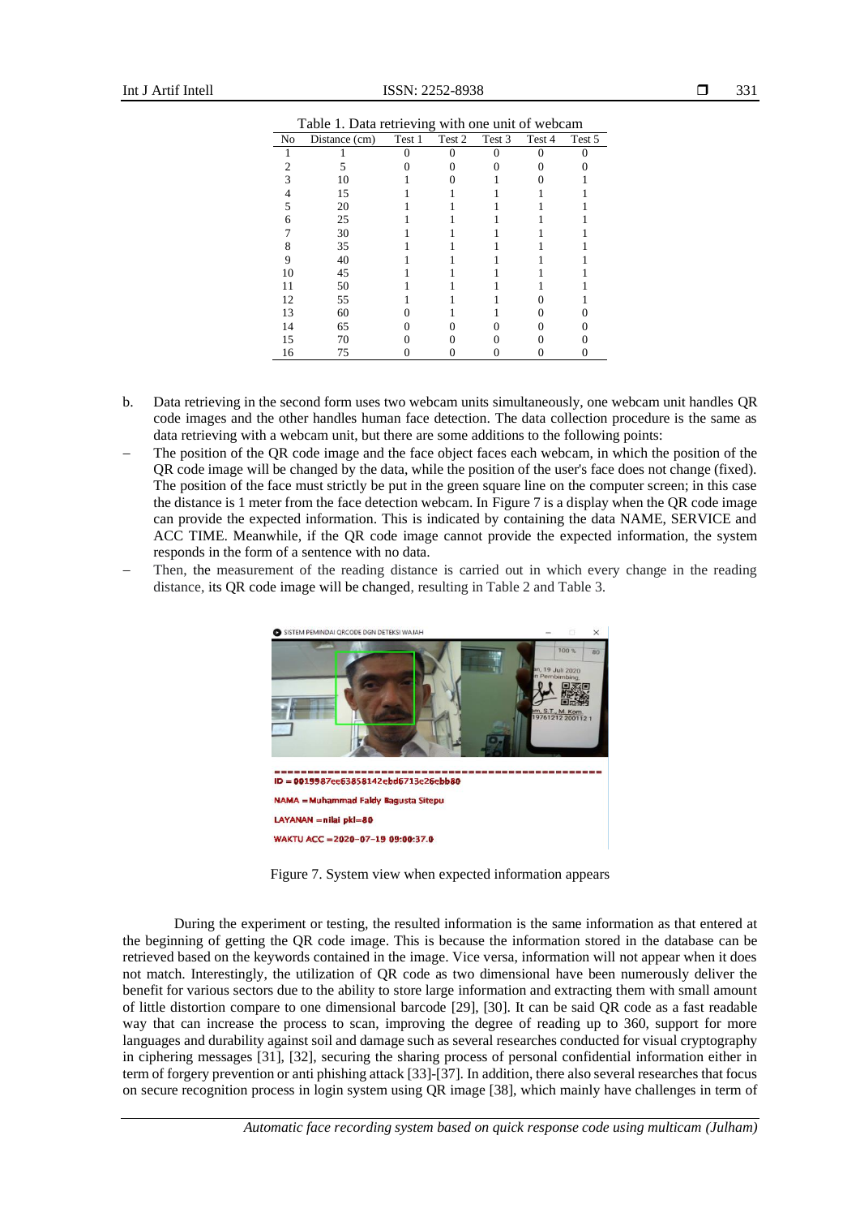Table 1. Data retrieving with one unit of webcam

| No | Distance (cm) | Test 1 | Test 2 | Test 3 | Test 4 | Test 5 |
|---|---|---|---|---|---|---|
| 1 | 1 | 0 | 0 | 0 | 0 | 0 |
| 2 | 5 | 0 | 0 | 0 | 0 | 0 |
| 3 | 10 | 1 | 0 | 1 | 0 | 1 |
| 4 | 15 | 1 | 1 | 1 | 1 | 1 |
| 5 | 20 | 1 | 1 | 1 | 1 | 1 |
| 6 | 25 | 1 | 1 | 1 | 1 | 1 |
| 7 | 30 | 1 | 1 | 1 | 1 | 1 |
| 8 | 35 | 1 | 1 | 1 | 1 | 1 |
| 9 | 40 | 1 | 1 | 1 | 1 | 1 |
| 10 | 45 | 1 | 1 | 1 | 1 | 1 |
| 11 | 50 | 1 | 1 | 1 | 1 | 1 |
| 12 | 55 | 1 | 1 | 1 | 0 | 1 |
| 13 | 60 | 0 | 1 | 1 | 0 | 0 |
| 14 | 65 | 0 | 0 | 0 | 0 | 0 |
| 15 | 70 | 0 | 0 | 0 | 0 | 0 |
| 16 | 75 | 0 | 0 | 0 | 0 | 0 |

b. Data retrieving in the second form uses two webcam units simultaneously, one webcam unit handles QR code images and the other handles human face detection. The data collection procedure is the same as data retrieving with a webcam unit, but there are some additions to the following points:

– The position of the QR code image and the face object faces each webcam, in which the position of the QR code image will be changed by the data, while the position of the user's face does not change (fixed). The position of the face must strictly be put in the green square line on the computer screen; in this case the distance is 1 meter from the face detection webcam. In Figure 7 is a display when the QR code image can provide the expected information. This is indicated by containing the data NAME, SERVICE and ACC TIME. Meanwhile, if the QR code image cannot provide the expected information, the system responds in the form of a sentence with no data.

– Then, the measurement of the reading distance is carried out in which every change in the reading distance, its QR code image will be changed, resulting in Table 2 and Table 3.

Figure 7. System view when expected information appears

During the experiment or testing, the resulted information is the same information as that entered at the beginning of getting the QR code image. This is because the information stored in the database can be retrieved based on the keywords contained in the image. Vice versa, information will not appear when it does not match. Interestingly, the utilization of QR code as two dimensional have been numerously deliver the benefit for various sectors due to the ability to store large information and extracting them with small amount of little distortion compare to one dimensional barcode [29], [30]. It can be said QR code as a fast readable way that can increase the process to scan, improving the degree of reading up to 360, support for more languages and durability against soil and damage such as several researches conducted for visual cryptography in ciphering messages [31], [32], securing the sharing process of personal confidential information either in term of forgery prevention or anti phishing attack [33]-[37]. In addition, there also several researches that focus on secure recognition process in login system using QR image [38], which mainly have challenges in term of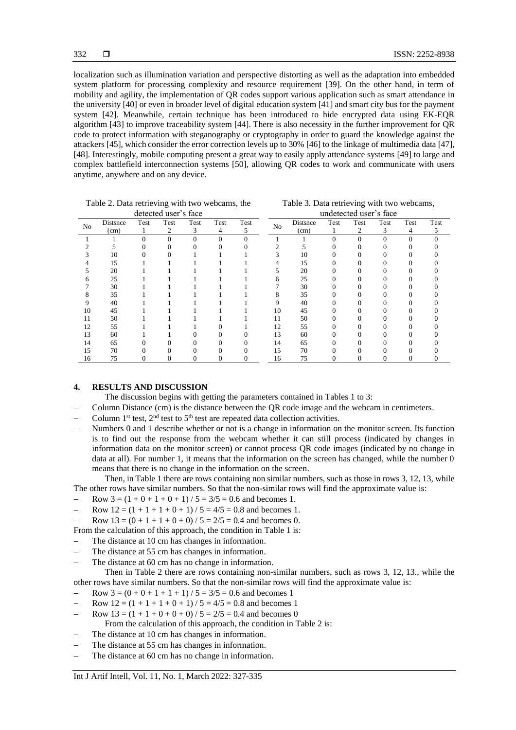localization such as illumination variation and perspective distorting as well as the adaptation into embedded system platform for processing complexity and resource requirement [39]. On the other hand, in term of mobility and agility, the implementation of QR codes support various application such as smart attendance in the university [40] or even in broader level of digital education system [41] and smart city bus for the payment system [42]. Meanwhile, certain technique has been introduced to hide encrypted data using EK-EQR algorithm [43] to improve traceability system [44]. There is also necessity in the further improvement for QR code to protect information with steganography or cryptography in order to guard the knowledge against the attackers [45], which consider the error correction levels up to 30% [46] to the linkage of multimedia data [47], [48]. Interestingly, mobile computing present a great way to easily apply attendance systems [49] to large and complex battlefield interconnection systems [50], allowing QR codes to work and communicate with users anytime, anywhere and on any device.

Table 2. Data retrieving with two webcams, the detected user's face

| No | Distsnce (cm) | Test 1 | Test 2 | Test 3 | Test 4 | Test 5 |
|---|---|---|---|---|---|---|
| 1 | 1 | 0 | 0 | 0 | 0 | 0 |
| 2 | 5 | 0 | 0 | 0 | 0 | 0 |
| 3 | 10 | 0 | 0 | 1 | 1 | 1 |
| 4 | 15 | 1 | 1 | 1 | 1 | 1 |
| 5 | 20 | 1 | 1 | 1 | 1 | 1 |
| 6 | 25 | 1 | 1 | 1 | 1 | 1 |
| 7 | 30 | 1 | 1 | 1 | 1 | 1 |
| 8 | 35 | 1 | 1 | 1 | 1 | 1 |
| 9 | 40 | 1 | 1 | 1 | 1 | 1 |
| 10 | 45 | 1 | 1 | 1 | 1 | 1 |
| 11 | 50 | 1 | 1 | 1 | 1 | 1 |
| 12 | 55 | 1 | 1 | 1 | 0 | 1 |
| 13 | 60 | 1 | 1 | 0 | 0 | 0 |
| 14 | 65 | 0 | 0 | 0 | 0 | 0 |
| 15 | 70 | 0 | 0 | 0 | 0 | 0 |
| 16 | 75 | 0 | 0 | 0 | 0 | 0 |

Table 3. Data retrieving with two webcams, undetected user's face

| No | Distsnce (cm) | Test 1 | Test 2 | Test 3 | Test 4 | Test 5 |
|---|---|---|---|---|---|---|
| 1 | 1 | 0 | 0 | 0 | 0 | 0 |
| 2 | 5 | 0 | 0 | 0 | 0 | 0 |
| 3 | 10 | 0 | 0 | 0 | 0 | 0 |
| 4 | 15 | 0 | 0 | 0 | 0 | 0 |
| 5 | 20 | 0 | 0 | 0 | 0 | 0 |
| 6 | 25 | 0 | 0 | 0 | 0 | 0 |
| 7 | 30 | 0 | 0 | 0 | 0 | 0 |
| 8 | 35 | 0 | 0 | 0 | 0 | 0 |
| 9 | 40 | 0 | 0 | 0 | 0 | 0 |
| 10 | 45 | 0 | 0 | 0 | 0 | 0 |
| 11 | 50 | 0 | 0 | 0 | 0 | 0 |
| 12 | 55 | 0 | 0 | 0 | 0 | 0 |
| 13 | 60 | 0 | 0 | 0 | 0 | 0 |
| 14 | 65 | 0 | 0 | 0 | 0 | 0 |
| 15 | 70 | 0 | 0 | 0 | 0 | 0 |
| 16 | 75 | 0 | 0 | 0 | 0 | 0 |

## 4. RESULTS AND DISCUSSION

The discussion begins with getting the parameters contained in Tables 1 to 3:

- Column Distance (cm) is the distance between the QR code image and the webcam in centimeters.
- Column 1st test, 2nd test to 5th test are repeated data collection activities.
- Numbers 0 and 1 describe whether or not is a change in information on the monitor screen. Its function is to find out the response from the webcam whether it can still process (indicated by changes in information data on the monitor screen) or cannot process QR code images (indicated by no change in data at all). For number 1, it means that the information on the screen has changed, while the number 0 means that there is no change in the information on the screen.

Then, in Table 1 there are rows containing non similar numbers, such as those in rows 3, 12, 13, while The other rows have similar numbers. So that the non-similar rows will find the approximate value is:

- Row 3 = (1 + 0 + 1 + 0 + 1) / 5 = 3/5 = 0.6 and becomes 1.
- Row 12 = (1 + 1 + 1 + 0 + 1) / 5 = 4/5 = 0.8 and becomes 1.
- Row 13 = (0 + 1 + 1 + 0 + 0) / 5 = 2/5 = 0.4 and becomes 0.

From the calculation of this approach, the condition in Table 1 is:

- The distance at 10 cm has changes in information.
- The distance at 55 cm has changes in information.
- The distance at 60 cm has no change in information.

Then in Table 2 there are rows containing non-similar numbers, such as rows 3, 12, 13., while the other rows have similar numbers. So that the non-similar rows will find the approximate value is:

- Row 3 = (0 + 0 + 1 + 1 + 1) / 5 = 3/5 = 0.6 and becomes 1
- Row 12 = (1 + 1 + 1 + 0 + 1) / 5 = 4/5 = 0.8 and becomes 1
- Row 13 = (1 + 1 + 0 + 0 + 0) / 5 = 2/5 = 0.4 and becomes 0

From the calculation of this approach, the condition in Table 2 is:

- The distance at 10 cm has changes in information.
- The distance at 55 cm has changes in information.
- The distance at 60 cm has no change in information.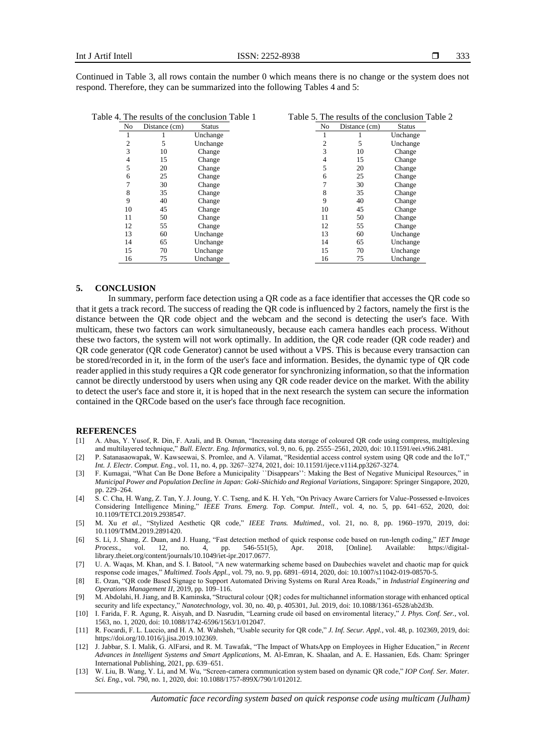Continued in Table 3, all rows contain the number 0 which means there is no change or the system does not respond. Therefore, they can be summarized into the following Tables 4 and 5:

Table 4. The results of the conclusion Table 1

| No | Distance (cm) | Status |
|---|---|---|
| 1 | 1 | Unchange |
| 2 | 5 | Unchange |
| 3 | 10 | Change |
| 4 | 15 | Change |
| 5 | 20 | Change |
| 6 | 25 | Change |
| 7 | 30 | Change |
| 8 | 35 | Change |
| 9 | 40 | Change |
| 10 | 45 | Change |
| 11 | 50 | Change |
| 12 | 55 | Change |
| 13 | 60 | Unchange |
| 14 | 65 | Unchange |
| 15 | 70 | Unchange |
| 16 | 75 | Unchange |

Table 5. The results of the conclusion Table 2

| No | Distance (cm) | Status |
|---|---|---|
| 1 | 1 | Unchange |
| 2 | 5 | Unchange |
| 3 | 10 | Change |
| 4 | 15 | Change |
| 5 | 20 | Change |
| 6 | 25 | Change |
| 7 | 30 | Change |
| 8 | 35 | Change |
| 9 | 40 | Change |
| 10 | 45 | Change |
| 11 | 50 | Change |
| 12 | 55 | Change |
| 13 | 60 | Unchange |
| 14 | 65 | Unchange |
| 15 | 70 | Unchange |
| 16 | 75 | Unchange |

## 5. CONCLUSION

In summary, perform face detection using a QR code as a face identifier that accesses the QR code so that it gets a track record. The success of reading the QR code is influenced by 2 factors, namely the first is the distance between the QR code object and the webcam and the second is detecting the user's face. With multicam, these two factors can work simultaneously, because each camera handles each process. Without these two factors, the system will not work optimally. In addition, the QR code reader (QR code reader) and QR code generator (QR code Generator) cannot be used without a VPS. This is because every transaction can be stored/recorded in it, in the form of the user's face and information. Besides, the dynamic type of QR code reader applied in this study requires a QR code generator for synchronizing information, so that the information cannot be directly understood by users when using any QR code reader device on the market. With the ability to detect the user's face and store it, it is hoped that in the next research the system can secure the information contained in the QRCode based on the user's face through face recognition.

## REFERENCES

[1] A. Abas, Y. Yusof, R. Din, F. Azali, and B. Osman, "Increasing data storage of coloured QR code using compress, multiplexing and multilayered technique," *Bull. Electr. Eng. Informatics*, vol. 9, no. 6, pp. 2555–2561, 2020, doi: 10.11591/eei.v9i6.2481.

[2] P. Satanasaowapak, W. Kawseewai, S. Promlee, and A. Vilamat, "Residential access control system using QR code and the IoT," *Int. J. Electr. Comput. Eng.*, vol. 11, no. 4, pp. 3267–3274, 2021, doi: 10.11591/ijece.v11i4.pp3267-3274.

[3] F. Kumagai, "What Can Be Done Before a Municipality ``Disappears'': Making the Best of Negative Municipal Resources," in *Municipal Power and Population Decline in Japan: Goki-Shichido and Regional Variations*, Singapore: Springer Singapore, 2020, pp. 229–264.

[4] S. C. Cha, H. Wang, Z. Tan, Y. J. Joung, Y. C. Tseng, and K. H. Yeh, "On Privacy Aware Carriers for Value-Possessed e-Invoices Considering Intelligence Mining," *IEEE Trans. Emerg. Top. Comput. Intell.*, vol. 4, no. 5, pp. 641–652, 2020, doi: 10.1109/TETCI.2019.2938547.

[5] M. Xu *et al.*, "Stylized Aesthetic QR code," *IEEE Trans. Multimed.*, vol. 21, no. 8, pp. 1960–1970, 2019, doi: 10.1109/TMM.2019.2891420.

[6] S. Li, J. Shang, Z. Duan, and J. Huang, "Fast detection method of quick response code based on run-length coding," *IET Image Process.*, vol. 12, no. 4, pp. 546-551(5), Apr. 2018, [Online]. Available: https://digital-library.theiet.org/content/journals/10.1049/iet-ipr.2017.0677.

[7] U. A. Waqas, M. Khan, and S. I. Batool, "A new watermarking scheme based on Daubechies wavelet and chaotic map for quick response code images," *Multimed. Tools Appl.*, vol. 79, no. 9, pp. 6891–6914, 2020, doi: 10.1007/s11042-019-08570-5.

[8] E. Ozan, "QR code Based Signage to Support Automated Driving Systems on Rural Area Roads," in *Industrial Engineering and Operations Management II*, 2019, pp. 109–116.

[9] M. Abdolahi, H. Jiang, and B. Kaminska, "Structural colour {QR} codes for multichannel information storage with enhanced optical security and life expectancy," *Nanotechnology*, vol. 30, no. 40, p. 405301, Jul. 2019, doi: 10.1088/1361-6528/ab2d3b.

[10] I. Farida, F. R. Agung, R. Aisyah, and D. Nasrudin, "Learning crude oil based on enviromental literacy," *J. Phys. Conf. Ser.*, vol. 1563, no. 1, 2020, doi: 10.1088/1742-6596/1563/1/012047.

[11] R. Focardi, F. L. Luccio, and H. A. M. Wahsheh, "Usable security for QR code," *J. Inf. Secur. Appl.*, vol. 48, p. 102369, 2019, doi: https://doi.org/10.1016/j.jisa.2019.102369.

[12] J. Jabbar, S. I. Malik, G. AlFarsi, and R. M. Tawafak, "The Impact of WhatsApp on Employees in Higher Education," in *Recent Advances in Intelligent Systems and Smart Applications*, M. Al-Emran, K. Shaalan, and A. E. Hassanien, Eds. Cham: Springer International Publishing, 2021, pp. 639–651.

[13] W. Liu, B. Wang, Y. Li, and M. Wu, "Screen-camera communication system based on dynamic QR code," *IOP Conf. Ser. Mater. Sci. Eng.*, vol. 790, no. 1, 2020, doi: 10.1088/1757-899X/790/1/012012.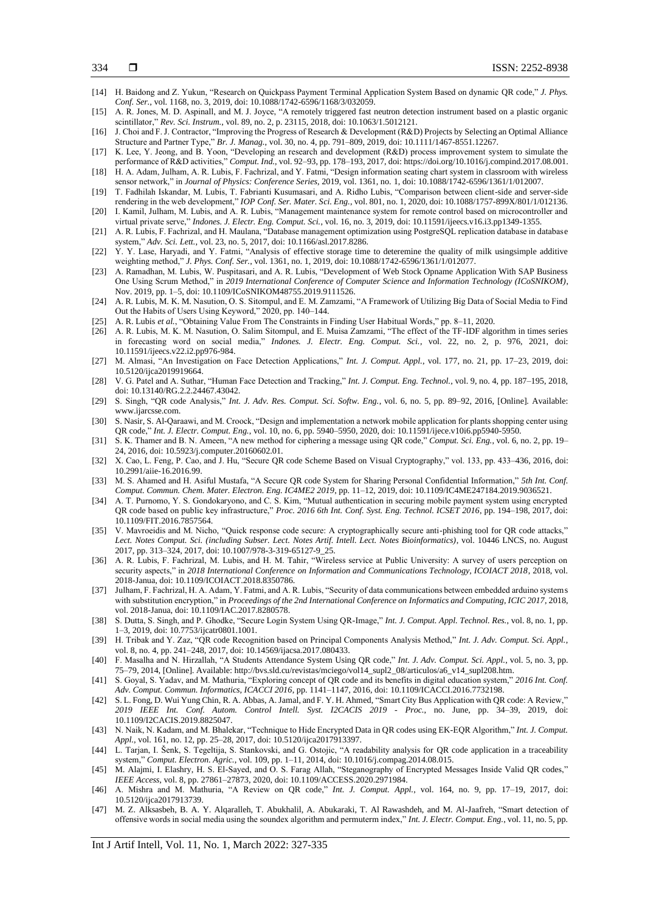[14] H. Baidong and Z. Yukun, "Research on Quickpass Payment Terminal Application System Based on dynamic QR code," *J. Phys. Conf. Ser.*, vol. 1168, no. 3, 2019, doi: 10.1088/1742-6596/1168/3/032059.

[15] A. R. Jones, M. D. Aspinall, and M. J. Joyce, "A remotely triggered fast neutron detection instrument based on a plastic organic scintillator," *Rev. Sci. Instrum.*, vol. 89, no. 2, p. 23115, 2018, doi: 10.1063/1.5012121.

[16] J. Choi and F. J. Contractor, "Improving the Progress of Research & Development (R&D) Projects by Selecting an Optimal Alliance Structure and Partner Type," *Br. J. Manag.*, vol. 30, no. 4, pp. 791–809, 2019, doi: 10.1111/1467-8551.12267.

[17] K. Lee, Y. Jeong, and B. Yoon, "Developing an research and development (R&D) process improvement system to simulate the performance of R&D activities," *Comput. Ind.*, vol. 92–93, pp. 178–193, 2017, doi: https://doi.org/10.1016/j.compind.2017.08.001.

[18] H. A. Adam, Julham, A. R. Lubis, F. Fachrizal, and Y. Fatmi, "Design information seating chart system in classroom with wireless sensor network," in *Journal of Physics: Conference Series*, 2019, vol. 1361, no. 1, doi: 10.1088/1742-6596/1361/1/012007.

[19] T. Fadhilah Iskandar, M. Lubis, T. Fabrianti Kusumasari, and A. Ridho Lubis, "Comparison between client-side and server-side rendering in the web development," *IOP Conf. Ser. Mater. Sci. Eng.*, vol. 801, no. 1, 2020, doi: 10.1088/1757-899X/801/1/012136.

[20] I. Kamil, Julham, M. Lubis, and A. R. Lubis, "Management maintenance system for remote control based on microcontroller and virtual private serve," *Indones. J. Electr. Eng. Comput. Sci.*, vol. 16, no. 3, 2019, doi: 10.11591/ijeecs.v16.i3.pp1349-1355.

[21] A. R. Lubis, F. Fachrizal, and H. Maulana, "Database management optimization using PostgreSQL replication database in database system," *Adv. Sci. Lett.*, vol. 23, no. 5, 2017, doi: 10.1166/asl.2017.8286.

[22] Y. Y. Lase, Haryadi, and Y. Fatmi, "Analysis of effective storage time to deteremine the quality of milk usingsimple additive weighting method," *J. Phys. Conf. Ser.*, vol. 1361, no. 1, 2019, doi: 10.1088/1742-6596/1361/1/012077.

[23] A. Ramadhan, M. Lubis, W. Puspitasari, and A. R. Lubis, "Development of Web Stock Opname Application With SAP Business One Using Scrum Method," in *2019 International Conference of Computer Science and Information Technology (ICoSNIKOM)*, Nov. 2019, pp. 1–5, doi: 10.1109/ICoSNIKOM48755.2019.9111526.

[24] A. R. Lubis, M. K. M. Nasution, O. S. Sitompul, and E. M. Zamzami, "A Framework of Utilizing Big Data of Social Media to Find Out the Habits of Users Using Keyword," 2020, pp. 140–144.

[25] A. R. Lubis *et al.*, "Obtaining Value From The Constraints in Finding User Habitual Words," pp. 8–11, 2020.

[26] A. R. Lubis, M. K. M. Nasution, O. Salim Sitompul, and E. Muisa Zamzami, "The effect of the TF-IDF algorithm in times series in forecasting word on social media," *Indones. J. Electr. Eng. Comput. Sci.*, vol. 22, no. 2, p. 976, 2021, doi: 10.11591/ijeecs.v22.i2.pp976-984.

[27] M. Almasi, "An Investigation on Face Detection Applications," *Int. J. Comput. Appl.*, vol. 177, no. 21, pp. 17–23, 2019, doi: 10.5120/ijca2019919664.

[28] V. G. Patel and A. Suthar, "Human Face Detection and Tracking," *Int. J. Comput. Eng. Technol.*, vol. 9, no. 4, pp. 187–195, 2018, doi: 10.13140/RG.2.2.24467.43042.

[29] S. Singh, "QR code Analysis," *Int. J. Adv. Res. Comput. Sci. Softw. Eng.*, vol. 6, no. 5, pp. 89–92, 2016, [Online]. Available: www.ijarcsse.com.

[30] S. Nasir, S. Al-Qaraawi, and M. Croock, "Design and implementation a network mobile application for plants shopping center using QR code," *Int. J. Electr. Comput. Eng.*, vol. 10, no. 6, pp. 5940–5950, 2020, doi: 10.11591/ijece.v10i6.pp5940-5950.

[31] S. K. Thamer and B. N. Ameen, "A new method for ciphering a message using QR code," *Comput. Sci. Eng.*, vol. 6, no. 2, pp. 19–24, 2016, doi: 10.5923/j.computer.20160602.01.

[32] X. Cao, L. Feng, P. Cao, and J. Hu, "Secure QR code Scheme Based on Visual Cryptography," vol. 133, pp. 433–436, 2016, doi: 10.2991/aiie-16.2016.99.

[33] M. S. Ahamed and H. Asiful Mustafa, "A Secure QR code System for Sharing Personal Confidential Information," *5th Int. Conf. Comput. Commun. Chem. Mater. Electron. Eng. IC4ME2 2019*, pp. 11–12, 2019, doi: 10.1109/IC4ME247184.2019.9036521.

[34] A. T. Purnomo, Y. S. Gondokaryono, and C. S. Kim, "Mutual authentication in securing mobile payment system using encrypted QR code based on public key infrastructure," *Proc. 2016 6th Int. Conf. Syst. Eng. Technol. ICSET 2016*, pp. 194–198, 2017, doi: 10.1109/FIT.2016.7857564.

[35] V. Mavroeidis and M. Nicho, "Quick response code secure: A cryptographically secure anti-phishing tool for QR code attacks," *Lect. Notes Comput. Sci. (including Subser. Lect. Notes Artif. Intell. Lect. Notes Bioinformatics)*, vol. 10446 LNCS, no. August 2017, pp. 313–324, 2017, doi: 10.1007/978-3-319-65127-9_25.

[36] A. R. Lubis, F. Fachrizal, M. Lubis, and H. M. Tahir, "Wireless service at Public University: A survey of users perception on security aspects," in *2018 International Conference on Information and Communications Technology, ICOIACT 2018*, 2018, vol. 2018-Janua, doi: 10.1109/ICOIACT.2018.8350786.

[37] Julham, F. Fachrizal, H. A. Adam, Y. Fatmi, and A. R. Lubis, "Security of data communications between embedded arduino systems with substitution encryption," in *Proceedings of the 2nd International Conference on Informatics and Computing, ICIC 2017*, 2018, vol. 2018-Janua, doi: 10.1109/IAC.2017.8280578.

[38] S. Dutta, S. Singh, and P. Ghodke, "Secure Login System Using QR-Image," *Int. J. Comput. Appl. Technol. Res.*, vol. 8, no. 1, pp. 1–3, 2019, doi: 10.7753/ijcatr0801.1001.

[39] H. Tribak and Y. Zaz, "QR code Recognition based on Principal Components Analysis Method," *Int. J. Adv. Comput. Sci. Appl.*, vol. 8, no. 4, pp. 241–248, 2017, doi: 10.14569/ijacsa.2017.080433.

[40] F. Masalha and N. Hirzallah, "A Students Attendance System Using QR code," *Int. J. Adv. Comput. Sci. Appl.*, vol. 5, no. 3, pp. 75–79, 2014, [Online]. Available: http://bvs.sld.cu/revistas/mciego/vol14_supl2_08/articulos/a6_v14_supl208.htm.

[41] S. Goyal, S. Yadav, and M. Mathuria, "Exploring concept of QR code and its benefits in digital education system," *2016 Int. Conf. Adv. Comput. Commun. Informatics, ICACCI 2016*, pp. 1141–1147, 2016, doi: 10.1109/ICACCI.2016.7732198.

[42] S. L. Fong, D. Wui Yung Chin, R. A. Abbas, A. Jamal, and F. Y. H. Ahmed, "Smart City Bus Application with QR code: A Review," *2019 IEEE Int. Conf. Autom. Control Intell. Syst. I2CACIS 2019 - Proc.*, no. June, pp. 34–39, 2019, doi: 10.1109/I2CACIS.2019.8825047.

[43] N. Naik, N. Kadam, and M. Bhalekar, "Technique to Hide Encrypted Data in QR codes using EK-EQR Algorithm," *Int. J. Comput. Appl.*, vol. 161, no. 12, pp. 25–28, 2017, doi: 10.5120/ijca2017913397.

[44] L. Tarjan, I. Šenk, S. Tegeltija, S. Stankovski, and G. Ostojic, "A readability analysis for QR code application in a traceability system," *Comput. Electron. Agric.*, vol. 109, pp. 1–11, 2014, doi: 10.1016/j.compag.2014.08.015.

[45] M. Alajmi, I. Elashry, H. S. El-Sayed, and O. S. Farag Allah, "Steganography of Encrypted Messages Inside Valid QR codes," *IEEE Access*, vol. 8, pp. 27861–27873, 2020, doi: 10.1109/ACCESS.2020.2971984.

[46] A. Mishra and M. Mathuria, "A Review on QR code," *Int. J. Comput. Appl.*, vol. 164, no. 9, pp. 17–19, 2017, doi: 10.5120/ijca2017913739.

[47] M. Z. Alksasbeh, B. A. Y. Alqaralleh, T. Abukhalil, A. Abukaraki, T. Al Rawashdeh, and M. Al-Jaafreh, "Smart detection of offensive words in social media using the soundex algorithm and permuterm index," *Int. J. Electr. Comput. Eng.*, vol. 11, no. 5, pp.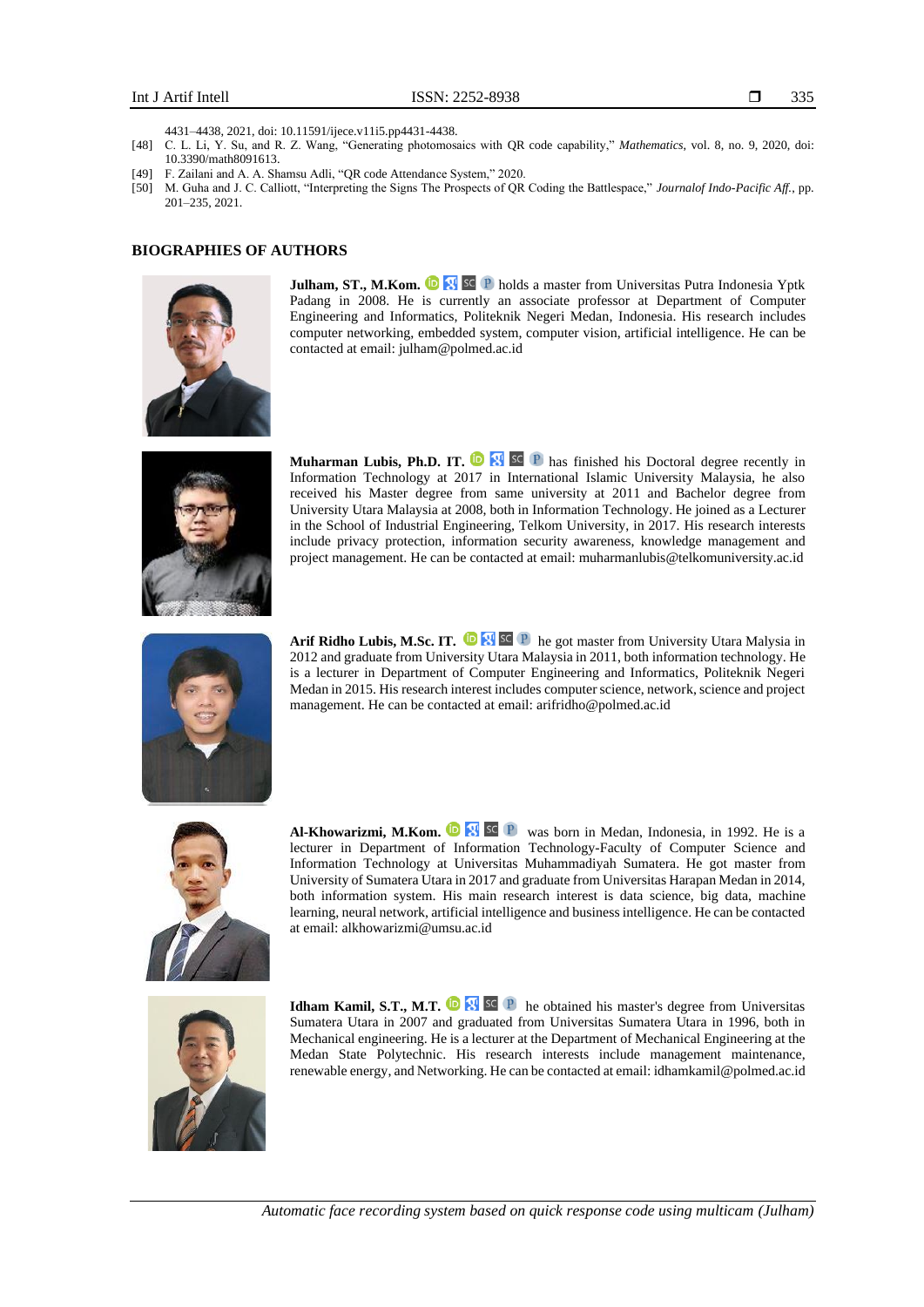4431–4438, 2021, doi: 10.11591/ijece.v11i5.pp4431-4438.

[48] C. L. Li, Y. Su, and R. Z. Wang, "Generating photomosaics with QR code capability," *Mathematics*, vol. 8, no. 9, 2020, doi: 10.3390/math8091613.

[49] F. Zailani and A. A. Shamsu Adli, "QR code Attendance System," 2020.

[50] M. Guha and J. C. Calliott, "Interpreting the Signs The Prospects of QR Coding the Battlespace," *Journalof Indo-Pacific Aff.*, pp. 201–235, 2021.

## BIOGRAPHIES OF AUTHORS

**Julham, ST., M.Kom.** holds a master from Universitas Putra Indonesia Yptk Padang in 2008. He is currently an associate professor at Department of Computer Engineering and Informatics, Politeknik Negeri Medan, Indonesia. His research includes computer networking, embedded system, computer vision, artificial intelligence. He can be contacted at email: julham@polmed.ac.id

**Muharman Lubis, Ph.D. IT.** has finished his Doctoral degree recently in Information Technology at 2017 in International Islamic University Malaysia, he also received his Master degree from same university at 2011 and Bachelor degree from University Utara Malaysia at 2008, both in Information Technology. He joined as a Lecturer in the School of Industrial Engineering, Telkom University, in 2017. His research interests include privacy protection, information security awareness, knowledge management and project management. He can be contacted at email: muharmanlubis@telkomuniversity.ac.id

**Arif Ridho Lubis, M.Sc. IT.** he got master from University Utara Malysia in 2012 and graduate from University Utara Malaysia in 2011, both information technology. He is a lecturer in Department of Computer Engineering and Informatics, Politeknik Negeri Medan in 2015. His research interest includes computer science, network, science and project management. He can be contacted at email: arifridho@polmed.ac.id

**Al-Khowarizmi, M.Kom.** was born in Medan, Indonesia, in 1992. He is a lecturer in Department of Information Technology-Faculty of Computer Science and Information Technology at Universitas Muhammadiyah Sumatera. He got master from University of Sumatera Utara in 2017 and graduate from Universitas Harapan Medan in 2014, both information system. His main research interest is data science, big data, machine learning, neural network, artificial intelligence and business intelligence. He can be contacted at email: alkhowarizmi@umsu.ac.id

**Idham Kamil, S.T., M.T.** he obtained his master's degree from Universitas Sumatera Utara in 2007 and graduated from Universitas Sumatera Utara in 1996, both in Mechanical engineering. He is a lecturer at the Department of Mechanical Engineering at the Medan State Polytechnic. His research interests include management maintenance, renewable energy, and Networking. He can be contacted at email: idhamkamil@polmed.ac.id